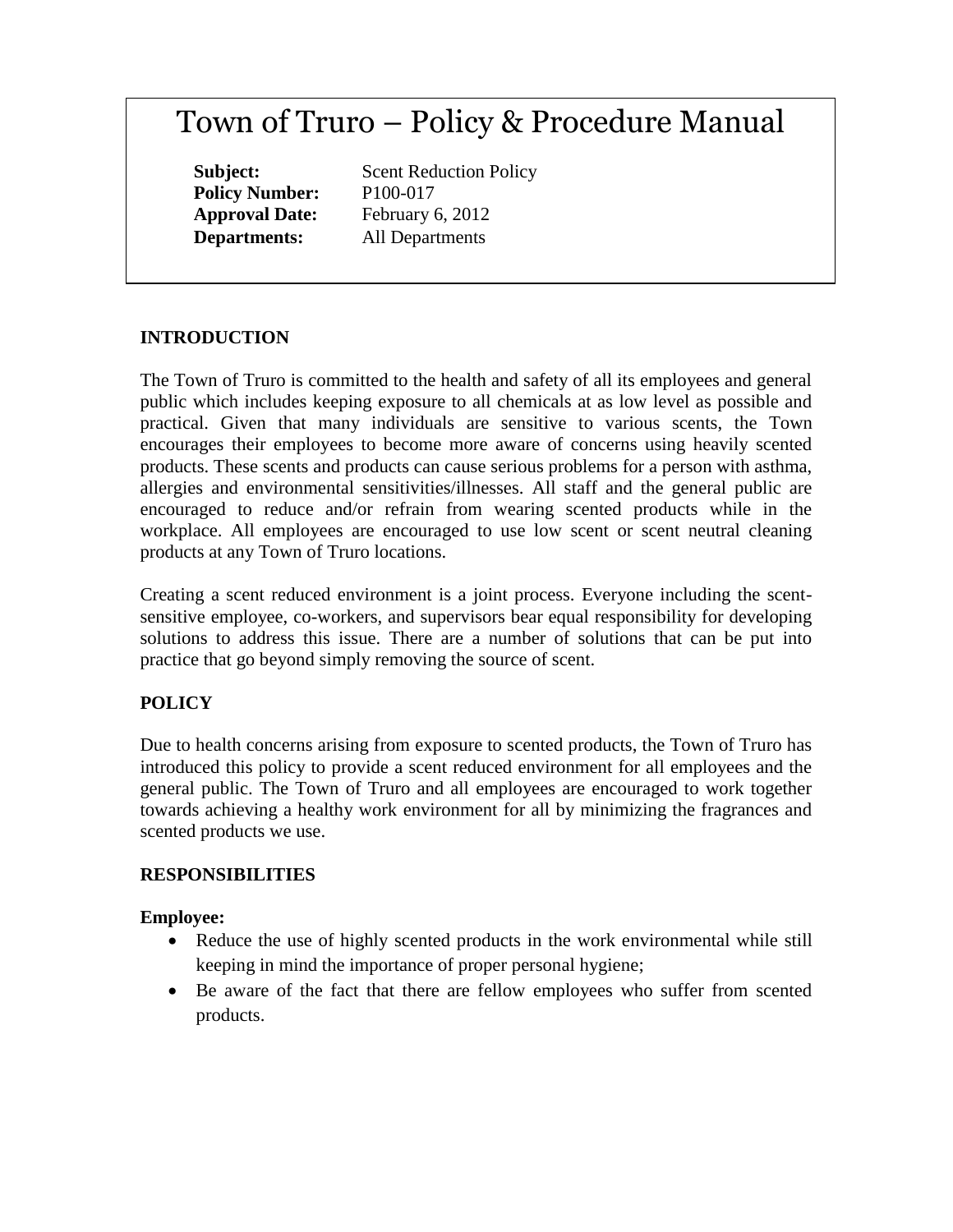# Town of Truro – Policy & Procedure Manual

**Subject:** Scent Reduction Policy
**Policy Number:** P100-017
**Approval Date:** February 6, 2012
**Departments:** All Departments

## INTRODUCTION

The Town of Truro is committed to the health and safety of all its employees and general public which includes keeping exposure to all chemicals at as low level as possible and practical. Given that many individuals are sensitive to various scents, the Town encourages their employees to become more aware of concerns using heavily scented products. These scents and products can cause serious problems for a person with asthma, allergies and environmental sensitivities/illnesses. All staff and the general public are encouraged to reduce and/or refrain from wearing scented products while in the workplace. All employees are encouraged to use low scent or scent neutral cleaning products at any Town of Truro locations.

Creating a scent reduced environment is a joint process. Everyone including the scent-sensitive employee, co-workers, and supervisors bear equal responsibility for developing solutions to address this issue. There are a number of solutions that can be put into practice that go beyond simply removing the source of scent.

## POLICY

Due to health concerns arising from exposure to scented products, the Town of Truro has introduced this policy to provide a scent reduced environment for all employees and the general public. The Town of Truro and all employees are encouraged to work together towards achieving a healthy work environment for all by minimizing the fragrances and scented products we use.

## RESPONSIBILITIES

**Employee:**

- Reduce the use of highly scented products in the work environmental while still keeping in mind the importance of proper personal hygiene;
- Be aware of the fact that there are fellow employees who suffer from scented products.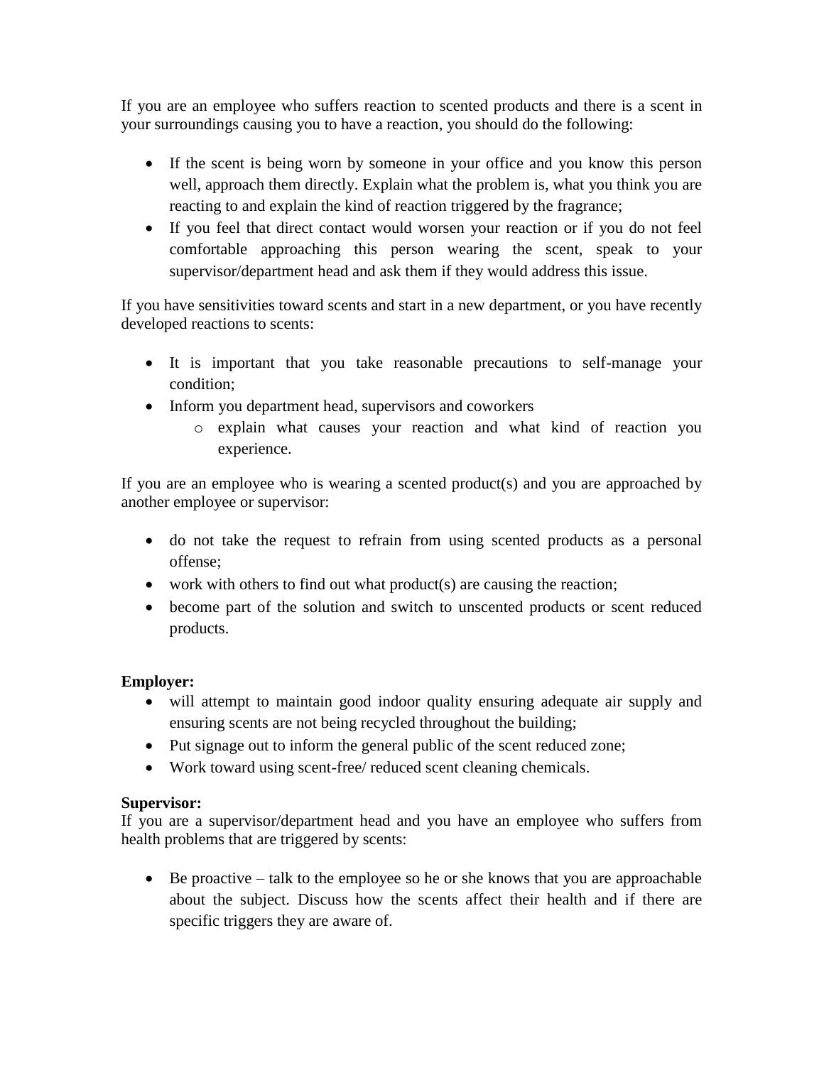If you are an employee who suffers reaction to scented products and there is a scent in your surroundings causing you to have a reaction, you should do the following:

- If the scent is being worn by someone in your office and you know this person well, approach them directly. Explain what the problem is, what you think you are reacting to and explain the kind of reaction triggered by the fragrance;
- If you feel that direct contact would worsen your reaction or if you do not feel comfortable approaching this person wearing the scent, speak to your supervisor/department head and ask them if they would address this issue.

If you have sensitivities toward scents and start in a new department, or you have recently developed reactions to scents:

- It is important that you take reasonable precautions to self-manage your condition;
- Inform you department head, supervisors and coworkers
  - explain what causes your reaction and what kind of reaction you experience.

If you are an employee who is wearing a scented product(s) and you are approached by another employee or supervisor:

- do not take the request to refrain from using scented products as a personal offense;
- work with others to find out what product(s) are causing the reaction;
- become part of the solution and switch to unscented products or scent reduced products.

**Employer:**

- will attempt to maintain good indoor quality ensuring adequate air supply and ensuring scents are not being recycled throughout the building;
- Put signage out to inform the general public of the scent reduced zone;
- Work toward using scent-free/ reduced scent cleaning chemicals.

**Supervisor:**

If you are a supervisor/department head and you have an employee who suffers from health problems that are triggered by scents:

- Be proactive – talk to the employee so he or she knows that you are approachable about the subject. Discuss how the scents affect their health and if there are specific triggers they are aware of.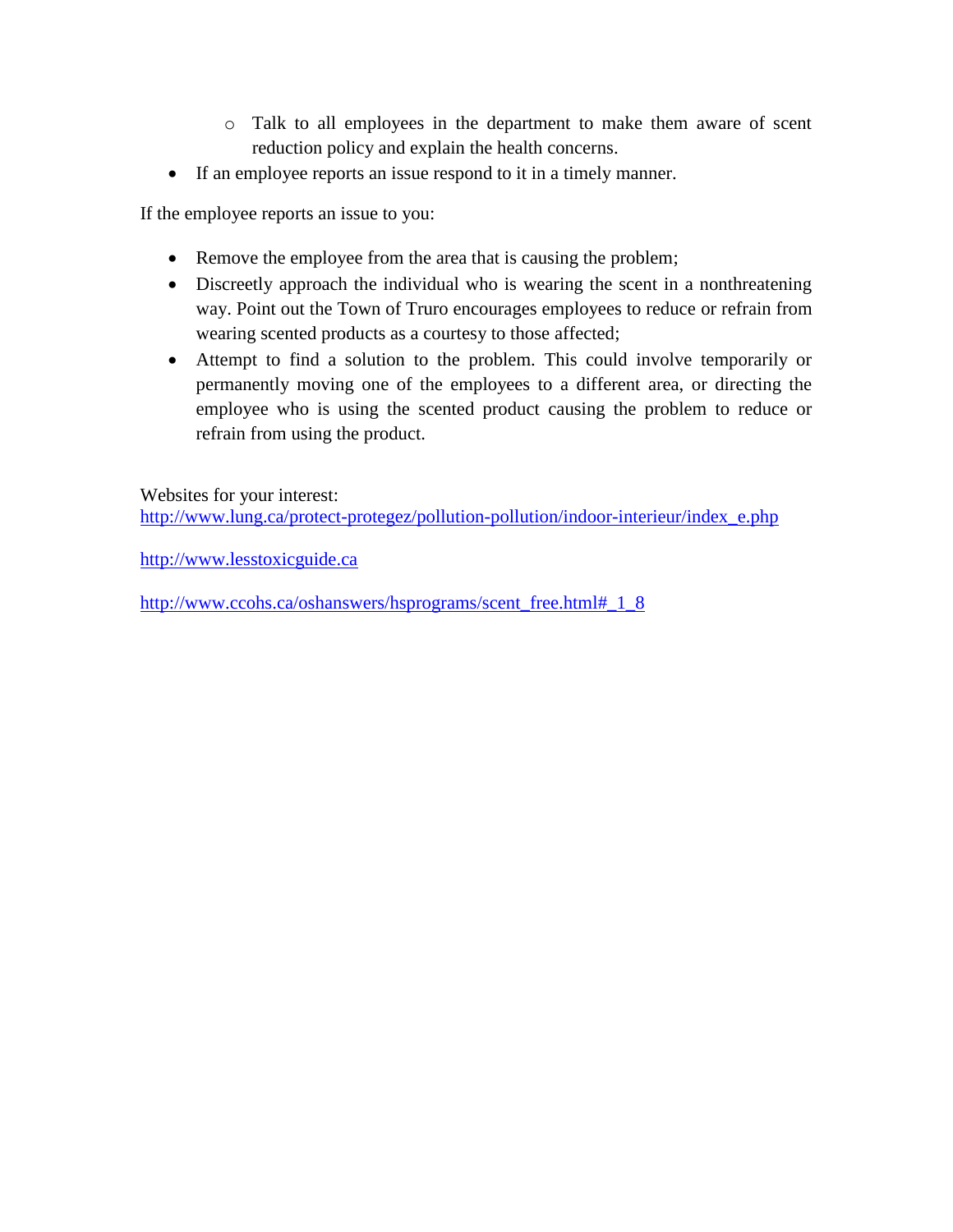- Talk to all employees in the department to make them aware of scent reduction policy and explain the health concerns.
- If an employee reports an issue respond to it in a timely manner.

If the employee reports an issue to you:

- Remove the employee from the area that is causing the problem;
- Discreetly approach the individual who is wearing the scent in a nonthreatening way. Point out the Town of Truro encourages employees to reduce or refrain from wearing scented products as a courtesy to those affected;
- Attempt to find a solution to the problem. This could involve temporarily or permanently moving one of the employees to a different area, or directing the employee who is using the scented product causing the problem to reduce or refrain from using the product.

Websites for your interest:
http://www.lung.ca/protect-protegez/pollution-pollution/indoor-interieur/index_e.php

http://www.lesstoxicguide.ca

http://www.ccohs.ca/oshanswers/hsprograms/scent_free.html#_1_8